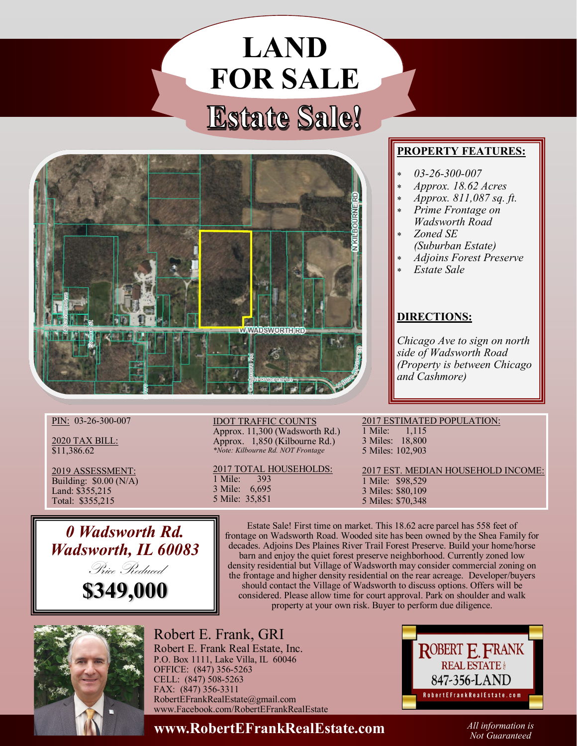# LAND FOR SALE

## Estate Sale!

### PROPERTY FEATURES:

- *03-26-300-007*
- *Approx. 18.62 Acres*
- *Approx. 811,087 sq. ft.*
- *Prime Frontage on Wadsworth Road*
- *Zoned SE (Suburban Estate)*
- *Adjoins Forest Preserve*
- *Estate Sale*

### DIRECTIONS:

*Chicago Ave to sign on north side of Wadsworth Road (Property is between Chicago and Cashmore)*

PIN: 03-26-300-007

2020 TAX BILL:
$11,386.62

2019 ASSESSMENT:
Building: $0.00 (N/A)
Land: $355,215
Total: $355,215

IDOT TRAFFIC COUNTS
Approx. 11,300 (Wadsworth Rd.)
Approx. 1,850 (Kilbourne Rd.)
*\*Note: Kilbourne Rd. NOT Frontage*

2017 TOTAL HOUSEHOLDS:
1 Mile: 393
3 Mile: 6,695
5 Mile: 35,851

2017 ESTIMATED POPULATION:
1 Mile: 1,115
3 Miles: 18,800
5 Miles: 102,903

2017 EST. MEDIAN HOUSEHOLD INCOME:
1 Mile: $98,529
3 Miles: $80,109
5 Miles: $70,348

***0 Wadsworth Rd.***
***Wadsworth, IL 60083***

*Price Reduced*

**$349,000**

Estate Sale! First time on market. This 18.62 acre parcel has 558 feet of frontage on Wadsworth Road. Wooded site has been owned by the Shea Family for decades. Adjoins Des Plaines River Trail Forest Preserve. Build your home/horse barn and enjoy the quiet forest preserve neighborhood. Currently zoned low density residential but Village of Wadsworth may consider commercial zoning on the frontage and higher density residential on the rear acreage. Developer/buyers should contact the Village of Wadsworth to discuss options. Offers will be considered. Please allow time for court approval. Park on shoulder and walk property at your own risk. Buyer to perform due diligence.

Robert E. Frank, GRI
Robert E. Frank Real Estate, Inc.
P.O. Box 1111, Lake Villa, IL 60046
OFFICE: (847) 356-5263
CELL: (847) 508-5263
FAX: (847) 356-3311
RobertEFrankRealEstate@gmail.com
www.Facebook.com/RobertEFrankRealEstate

ROBERT E. FRANK REAL ESTATE INC
847-356-LAND
RobertEFrankRealEstate.com

**www.RobertEFrankRealEstate.com**

*All information is Not Guaranteed*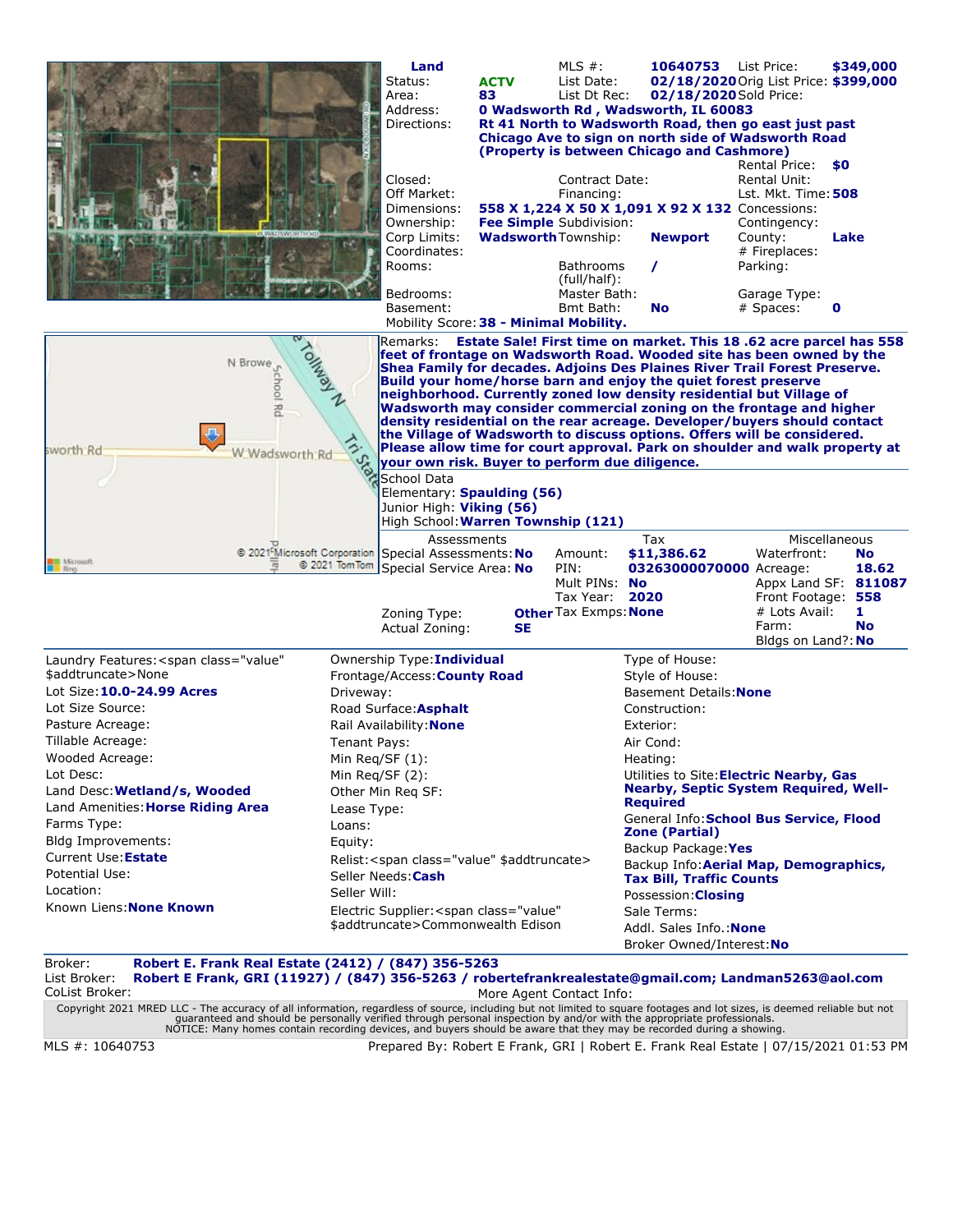| | | | | | |
|---|---|---|---|---|---|
| **Land** | | MLS #: | 10640753 | List Price: | $349,000 |
| Status: | ACTV | List Date: | 02/18/2020 | Orig List Price: | $399,000 |
| Area: | 83 | List Dt Rec: | 02/18/2020 | Sold Price: | |
| Address: | 0 Wadsworth Rd , Wadsworth, IL 60083 | | | | |
| Directions: | Rt 41 North to Wadsworth Road, then go east just past Chicago Ave to sign on north side of Wadsworth Road (Property is between Chicago and Cashmore) | | | | |
| | | | | Rental Price: | $0 |
| Closed: | | Contract Date: | | Rental Unit: | |
| Off Market: | | Financing: | | Lst. Mkt. Time: | 508 |
| Dimensions: | 558 X 1,224 X 50 X 1,091 X 92 X 132 | | | Concessions: | |
| Ownership: | Fee Simple | Subdivision: | | Contingency: | |
| Corp Limits: | Wadsworth | Township: | Newport | County: | Lake |
| Coordinates: | | | | # Fireplaces: | |
| Rooms: | | Bathrooms (full/half): | / | Parking: | |
| Bedrooms: | | Master Bath: | | Garage Type: | |
| Basement: | | Bmt Bath: | No | # Spaces: | 0 |
| Mobility Score: | 38 - Minimal Mobility. | | | | |

N Browe School Rd
Tollway N
Tri State
W Wadsworth Rd
sworth Rd
© 2021 Microsoft Corporation © 2021 TomTom

Remarks: Estate Sale! First time on market. This 18 .62 acre parcel has 558 feet of frontage on Wadsworth Road. Wooded site has been owned by the Shea Family for decades. Adjoins Des Plaines River Trail Forest Preserve. Build your home/horse barn and enjoy the quiet forest preserve neighborhood. Currently zoned low density residential but Village of Wadsworth may consider commercial zoning on the frontage and higher density residential on the rear acreage. Developer/buyers should contact the Village of Wadsworth to discuss options. Offers will be considered. Please allow time for court approval. Park on shoulder and walk property at your own risk. Buyer to perform due diligence.

School Data
Elementary: Spaulding (56)
Junior High: Viking (56)
High School: Warren Township (121)

| Assessments | | Tax | | Miscellaneous | |
|---|---|---|---|---|---|
| Special Assessments: | No | Amount: | $11,386.62 | Waterfront: | No |
| Special Service Area: | No | PIN: | 03263000070000 | Acreage: | 18.62 |
| | | Mult PINs: | No | Appx Land SF: | 811087 |
| | | Tax Year: | 2020 | Front Footage: | 558 |
| Zoning Type: | Other | Tax Exmps: | None | # Lots Avail: | 1 |
| Actual Zoning: | SE | | | Farm: | No |
| | | | | Bldgs on Land?: | No |

Laundry Features:<span class="value" $addtruncate>None
Lot Size: 10.0-24.99 Acres
Lot Size Source:
Pasture Acreage:
Tillable Acreage:
Wooded Acreage:
Lot Desc:
Land Desc: Wetland/s, Wooded
Land Amenities: Horse Riding Area
Farms Type:
Bldg Improvements:
Current Use: Estate
Potential Use:
Location:
Known Liens: None Known

Ownership Type: Individual
Frontage/Access: County Road
Driveway:
Road Surface: Asphalt
Rail Availability: None
Tenant Pays:
Min Req/SF (1):
Min Req/SF (2):
Other Min Req SF:
Lease Type:
Loans:
Equity:
Relist:<span class="value" $addtruncate>
Seller Needs: Cash
Seller Will:
Electric Supplier:<span class="value" $addtruncate>Commonwealth Edison

Type of House:
Style of House:
Basement Details: None
Construction:
Exterior:
Air Cond:
Heating:
Utilities to Site: Electric Nearby, Gas Nearby, Septic System Required, Well-Required
General Info: School Bus Service, Flood Zone (Partial)
Backup Package: Yes
Backup Info: Aerial Map, Demographics, Tax Bill, Traffic Counts
Possession: Closing
Sale Terms:
Addl. Sales Info.: None
Broker Owned/Interest: No

Broker: Robert E. Frank Real Estate (2412) / (847) 356-5263
List Broker: Robert E Frank, GRI (11927) / (847) 356-5263 / robertefrankrealestate@gmail.com; Landman5263@aol.com
CoList Broker:
More Agent Contact Info:

Copyright 2021 MRED LLC - The accuracy of all information, regardless of source, including but not limited to square footages and lot sizes, is deemed reliable but not guaranteed and should be personally verified through personal inspection by and/or with the appropriate professionals.
NOTICE: Many homes contain recording devices, and buyers should be aware that they may be recorded during a showing.

MLS #: 10640753 Prepared By: Robert E Frank, GRI | Robert E. Frank Real Estate | 07/15/2021 01:53 PM